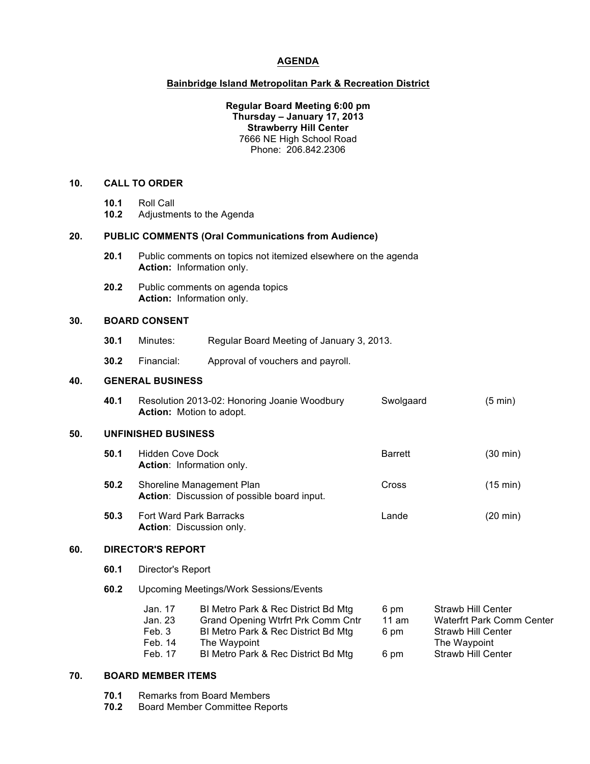# AGENDA

## Bainbridge Island Metropolitan Park & Recreation District

**Regular Board Meeting 6:00 pm**
**Thursday – January 17, 2013**
**Strawberry Hill Center**
7666 NE High School Road
Phone: 206.842.2306

## 10. CALL TO ORDER

**10.1** Roll Call
**10.2** Adjustments to the Agenda

## 20. PUBLIC COMMENTS (Oral Communications from Audience)

**20.1** Public comments on topics not itemized elsewhere on the agenda
**Action:** Information only.

**20.2** Public comments on agenda topics
**Action:** Information only.

## 30. BOARD CONSENT

**30.1** Minutes: Regular Board Meeting of January 3, 2013.

**30.2** Financial: Approval of vouchers and payroll.

## 40. GENERAL BUSINESS

| | Item | Presenter | Time |
|---|---|---|---|
| **40.1** | Resolution 2013-02: Honoring Joanie Woodbury<br>**Action:** Motion to adopt. | Swolgaard | (5 min) |

## 50. UNFINISHED BUSINESS

| | Item | Presenter | Time |
|---|---|---|---|
| **50.1** | Hidden Cove Dock<br>**Action**: Information only. | Barrett | (30 min) |
| **50.2** | Shoreline Management Plan<br>**Action**: Discussion of possible board input. | Cross | (15 min) |
| **50.3** | Fort Ward Park Barracks<br>**Action**: Discussion only. | Lande | (20 min) |

## 60. DIRECTOR'S REPORT

**60.1** Director's Report

**60.2** Upcoming Meetings/Work Sessions/Events

| Date | Event | Time | Location |
|---|---|---|---|
| Jan. 17 | BI Metro Park & Rec District Bd Mtg | 6 pm | Strawb Hill Center |
| Jan. 23 | Grand Opening Wtrfrt Prk Comm Cntr | 11 am | Waterfrt Park Comm Center |
| Feb. 3 | BI Metro Park & Rec District Bd Mtg | 6 pm | Strawb Hill Center |
| Feb. 14 | The Waypoint | | The Waypoint |
| Feb. 17 | BI Metro Park & Rec District Bd Mtg | 6 pm | Strawb Hill Center |

## 70. BOARD MEMBER ITEMS

**70.1** Remarks from Board Members
**70.2** Board Member Committee Reports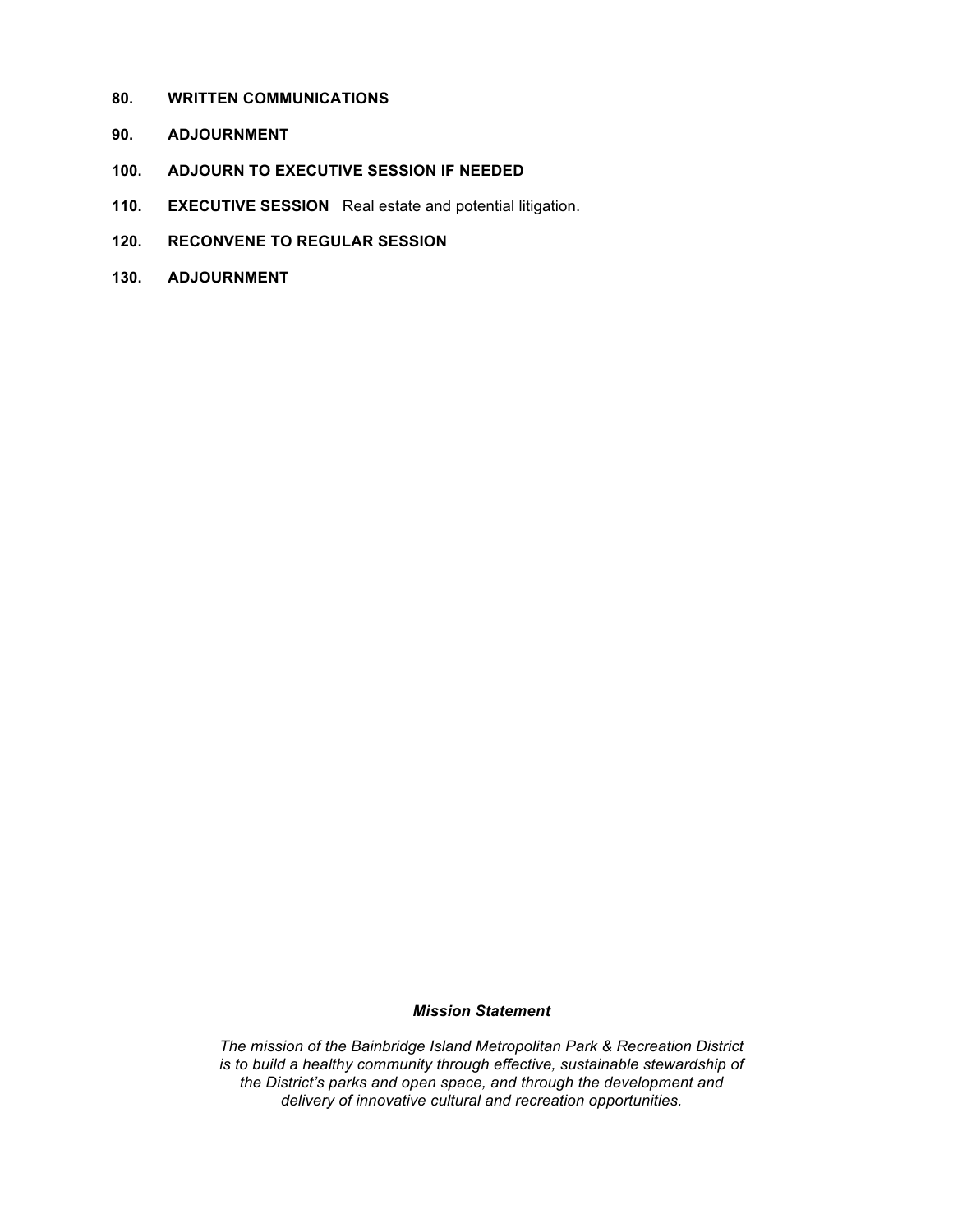**80. WRITTEN COMMUNICATIONS**

**90. ADJOURNMENT**

**100. ADJOURN TO EXECUTIVE SESSION IF NEEDED**

**110. EXECUTIVE SESSION** Real estate and potential litigation.

**120. RECONVENE TO REGULAR SESSION**

**130. ADJOURNMENT**

***Mission Statement***

*The mission of the Bainbridge Island Metropolitan Park & Recreation District is to build a healthy community through effective, sustainable stewardship of the District's parks and open space, and through the development and delivery of innovative cultural and recreation opportunities.*